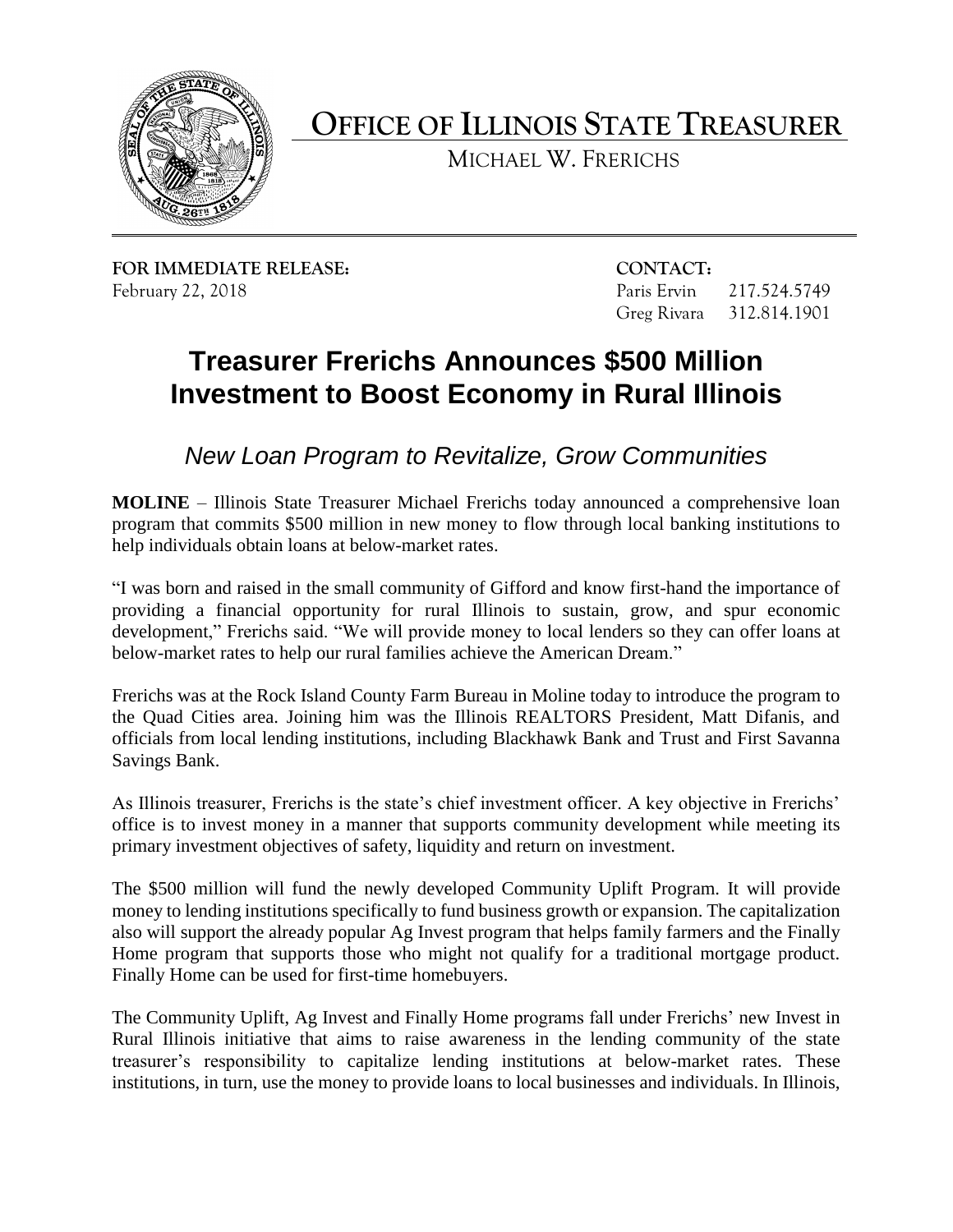# OFFICE OF ILLINOIS STATE TREASURER

MICHAEL W. FRERICHS

**FOR IMMEDIATE RELEASE:**
February 22, 2018

**CONTACT:**
Paris Ervin 217.524.5749
Greg Rivara 312.814.1901

## Treasurer Frerichs Announces $500 Million Investment to Boost Economy in Rural Illinois

### *New Loan Program to Revitalize, Grow Communities*

**MOLINE** – Illinois State Treasurer Michael Frerichs today announced a comprehensive loan program that commits $500 million in new money to flow through local banking institutions to help individuals obtain loans at below-market rates.

"I was born and raised in the small community of Gifford and know first-hand the importance of providing a financial opportunity for rural Illinois to sustain, grow, and spur economic development," Frerichs said. "We will provide money to local lenders so they can offer loans at below-market rates to help our rural families achieve the American Dream."

Frerichs was at the Rock Island County Farm Bureau in Moline today to introduce the program to the Quad Cities area. Joining him was the Illinois REALTORS President, Matt Difanis, and officials from local lending institutions, including Blackhawk Bank and Trust and First Savanna Savings Bank.

As Illinois treasurer, Frerichs is the state's chief investment officer. A key objective in Frerichs' office is to invest money in a manner that supports community development while meeting its primary investment objectives of safety, liquidity and return on investment.

The $500 million will fund the newly developed Community Uplift Program. It will provide money to lending institutions specifically to fund business growth or expansion. The capitalization also will support the already popular Ag Invest program that helps family farmers and the Finally Home program that supports those who might not qualify for a traditional mortgage product. Finally Home can be used for first-time homebuyers.

The Community Uplift, Ag Invest and Finally Home programs fall under Frerichs' new Invest in Rural Illinois initiative that aims to raise awareness in the lending community of the state treasurer's responsibility to capitalize lending institutions at below-market rates. These institutions, in turn, use the money to provide loans to local businesses and individuals. In Illinois,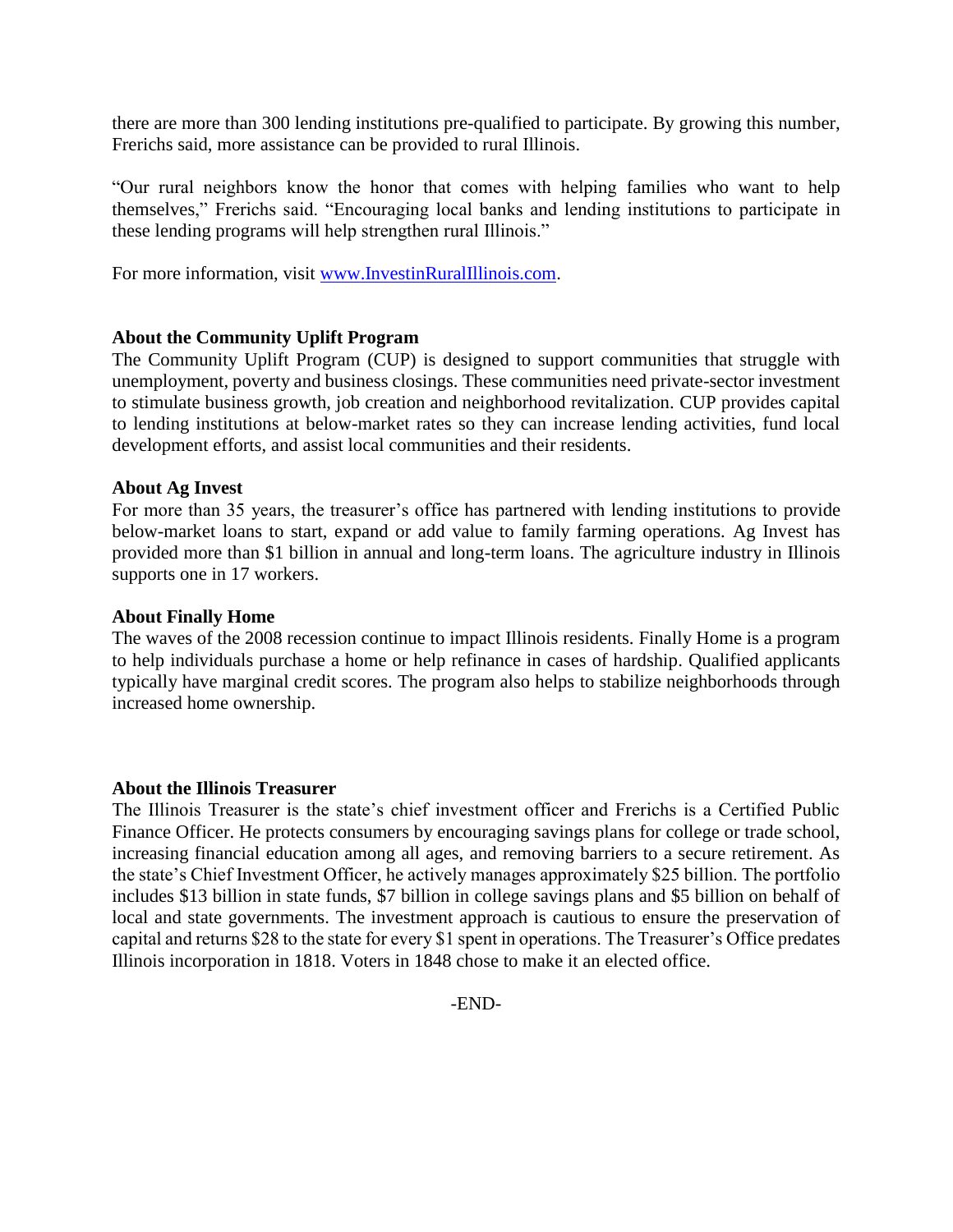there are more than 300 lending institutions pre-qualified to participate. By growing this number, Frerichs said, more assistance can be provided to rural Illinois.

"Our rural neighbors know the honor that comes with helping families who want to help themselves," Frerichs said. "Encouraging local banks and lending institutions to participate in these lending programs will help strengthen rural Illinois."

For more information, visit [www.InvestinRuralIllinois.com](http://www.InvestinRuralIllinois.com).

**About the Community Uplift Program**

The Community Uplift Program (CUP) is designed to support communities that struggle with unemployment, poverty and business closings. These communities need private-sector investment to stimulate business growth, job creation and neighborhood revitalization. CUP provides capital to lending institutions at below-market rates so they can increase lending activities, fund local development efforts, and assist local communities and their residents.

**About Ag Invest**

For more than 35 years, the treasurer's office has partnered with lending institutions to provide below-market loans to start, expand or add value to family farming operations. Ag Invest has provided more than $1 billion in annual and long-term loans. The agriculture industry in Illinois supports one in 17 workers.

**About Finally Home**

The waves of the 2008 recession continue to impact Illinois residents. Finally Home is a program to help individuals purchase a home or help refinance in cases of hardship. Qualified applicants typically have marginal credit scores. The program also helps to stabilize neighborhoods through increased home ownership.

**About the Illinois Treasurer**

The Illinois Treasurer is the state's chief investment officer and Frerichs is a Certified Public Finance Officer. He protects consumers by encouraging savings plans for college or trade school, increasing financial education among all ages, and removing barriers to a secure retirement. As the state's Chief Investment Officer, he actively manages approximately $25 billion. The portfolio includes $13 billion in state funds, $7 billion in college savings plans and $5 billion on behalf of local and state governments. The investment approach is cautious to ensure the preservation of capital and returns $28 to the state for every $1 spent in operations. The Treasurer's Office predates Illinois incorporation in 1818. Voters in 1848 chose to make it an elected office.

-END-